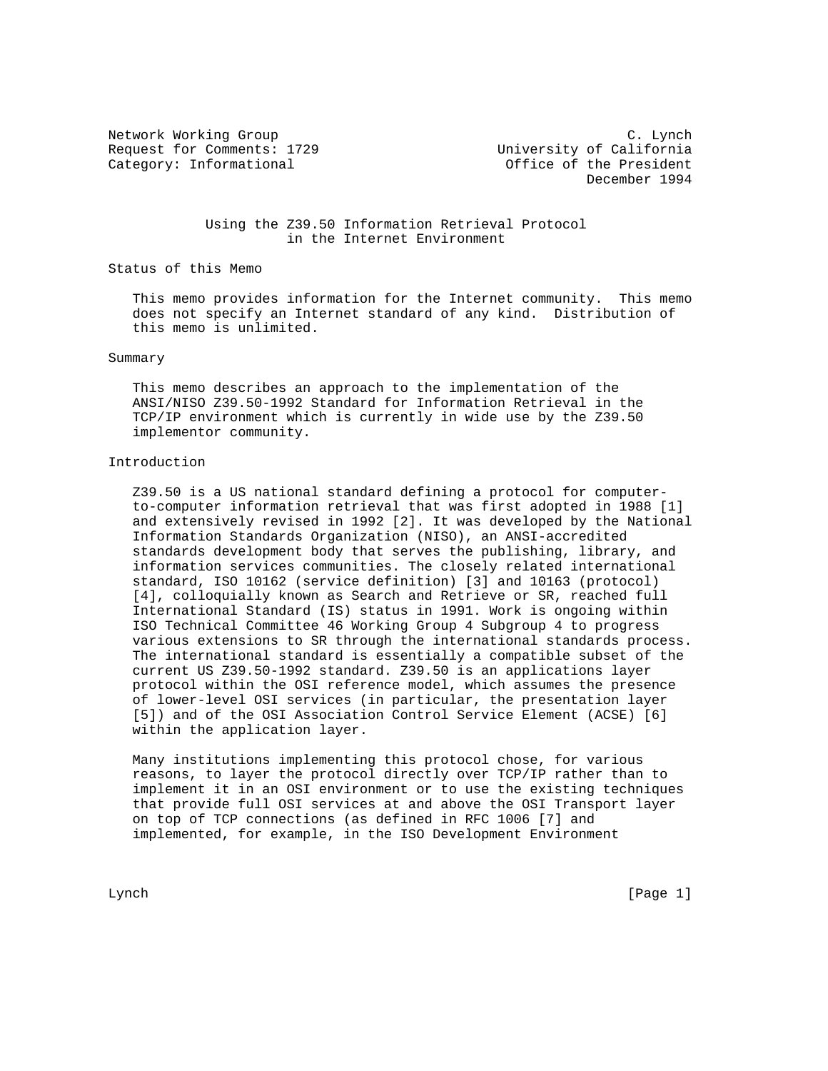Network Working Group C. Lynch
Request for Comments: 1729 University of California
Category: Informational Office of the President
December 1994

# Using the Z39.50 Information Retrieval Protocol in the Internet Environment

## Status of this Memo

This memo provides information for the Internet community. This memo does not specify an Internet standard of any kind. Distribution of this memo is unlimited.

## Summary

This memo describes an approach to the implementation of the ANSI/NISO Z39.50-1992 Standard for Information Retrieval in the TCP/IP environment which is currently in wide use by the Z39.50 implementor community.

## Introduction

Z39.50 is a US national standard defining a protocol for computer-to-computer information retrieval that was first adopted in 1988 [1] and extensively revised in 1992 [2]. It was developed by the National Information Standards Organization (NISO), an ANSI-accredited standards development body that serves the publishing, library, and information services communities. The closely related international standard, ISO 10162 (service definition) [3] and 10163 (protocol) [4], colloquially known as Search and Retrieve or SR, reached full International Standard (IS) status in 1991. Work is ongoing within ISO Technical Committee 46 Working Group 4 Subgroup 4 to progress various extensions to SR through the international standards process. The international standard is essentially a compatible subset of the current US Z39.50-1992 standard. Z39.50 is an applications layer protocol within the OSI reference model, which assumes the presence of lower-level OSI services (in particular, the presentation layer [5]) and of the OSI Association Control Service Element (ACSE) [6] within the application layer.

Many institutions implementing this protocol chose, for various reasons, to layer the protocol directly over TCP/IP rather than to implement it in an OSI environment or to use the existing techniques that provide full OSI services at and above the OSI Transport layer on top of TCP connections (as defined in RFC 1006 [7] and implemented, for example, in the ISO Development Environment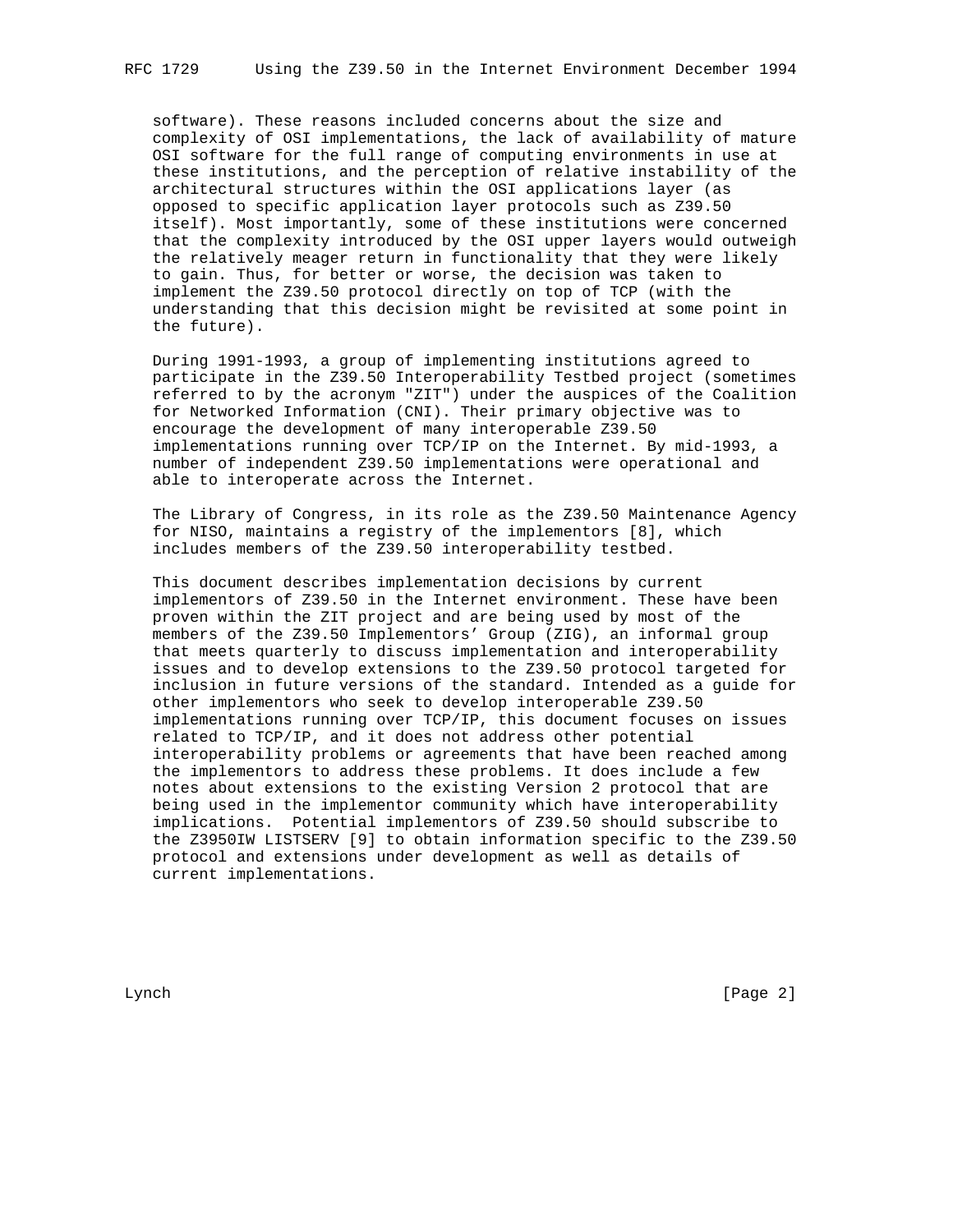software). These reasons included concerns about the size and complexity of OSI implementations, the lack of availability of mature OSI software for the full range of computing environments in use at these institutions, and the perception of relative instability of the architectural structures within the OSI applications layer (as opposed to specific application layer protocols such as Z39.50 itself). Most importantly, some of these institutions were concerned that the complexity introduced by the OSI upper layers would outweigh the relatively meager return in functionality that they were likely to gain. Thus, for better or worse, the decision was taken to implement the Z39.50 protocol directly on top of TCP (with the understanding that this decision might be revisited at some point in the future).

During 1991-1993, a group of implementing institutions agreed to participate in the Z39.50 Interoperability Testbed project (sometimes referred to by the acronym "ZIT") under the auspices of the Coalition for Networked Information (CNI). Their primary objective was to encourage the development of many interoperable Z39.50 implementations running over TCP/IP on the Internet. By mid-1993, a number of independent Z39.50 implementations were operational and able to interoperate across the Internet.

The Library of Congress, in its role as the Z39.50 Maintenance Agency for NISO, maintains a registry of the implementors [8], which includes members of the Z39.50 interoperability testbed.

This document describes implementation decisions by current implementors of Z39.50 in the Internet environment. These have been proven within the ZIT project and are being used by most of the members of the Z39.50 Implementors' Group (ZIG), an informal group that meets quarterly to discuss implementation and interoperability issues and to develop extensions to the Z39.50 protocol targeted for inclusion in future versions of the standard. Intended as a guide for other implementors who seek to develop interoperable Z39.50 implementations running over TCP/IP, this document focuses on issues related to TCP/IP, and it does not address other potential interoperability problems or agreements that have been reached among the implementors to address these problems. It does include a few notes about extensions to the existing Version 2 protocol that are being used in the implementor community which have interoperability implications. Potential implementors of Z39.50 should subscribe to the Z3950IW LISTSERV [9] to obtain information specific to the Z39.50 protocol and extensions under development as well as details of current implementations.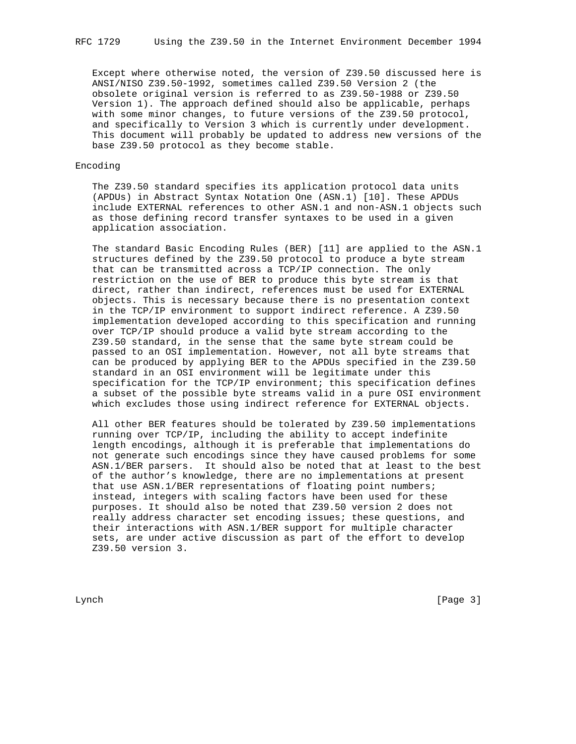Except where otherwise noted, the version of Z39.50 discussed here is ANSI/NISO Z39.50-1992, sometimes called Z39.50 Version 2 (the obsolete original version is referred to as Z39.50-1988 or Z39.50 Version 1). The approach defined should also be applicable, perhaps with some minor changes, to future versions of the Z39.50 protocol, and specifically to Version 3 which is currently under development. This document will probably be updated to address new versions of the base Z39.50 protocol as they become stable.

## Encoding

The Z39.50 standard specifies its application protocol data units (APDUs) in Abstract Syntax Notation One (ASN.1) [10]. These APDUs include EXTERNAL references to other ASN.1 and non-ASN.1 objects such as those defining record transfer syntaxes to be used in a given application association.

The standard Basic Encoding Rules (BER) [11] are applied to the ASN.1 structures defined by the Z39.50 protocol to produce a byte stream that can be transmitted across a TCP/IP connection. The only restriction on the use of BER to produce this byte stream is that direct, rather than indirect, references must be used for EXTERNAL objects. This is necessary because there is no presentation context in the TCP/IP environment to support indirect reference. A Z39.50 implementation developed according to this specification and running over TCP/IP should produce a valid byte stream according to the Z39.50 standard, in the sense that the same byte stream could be passed to an OSI implementation. However, not all byte streams that can be produced by applying BER to the APDUs specified in the Z39.50 standard in an OSI environment will be legitimate under this specification for the TCP/IP environment; this specification defines a subset of the possible byte streams valid in a pure OSI environment which excludes those using indirect reference for EXTERNAL objects.

All other BER features should be tolerated by Z39.50 implementations running over TCP/IP, including the ability to accept indefinite length encodings, although it is preferable that implementations do not generate such encodings since they have caused problems for some ASN.1/BER parsers. It should also be noted that at least to the best of the author’s knowledge, there are no implementations at present that use ASN.1/BER representations of floating point numbers; instead, integers with scaling factors have been used for these purposes. It should also be noted that Z39.50 version 2 does not really address character set encoding issues; these questions, and their interactions with ASN.1/BER support for multiple character sets, are under active discussion as part of the effort to develop Z39.50 version 3.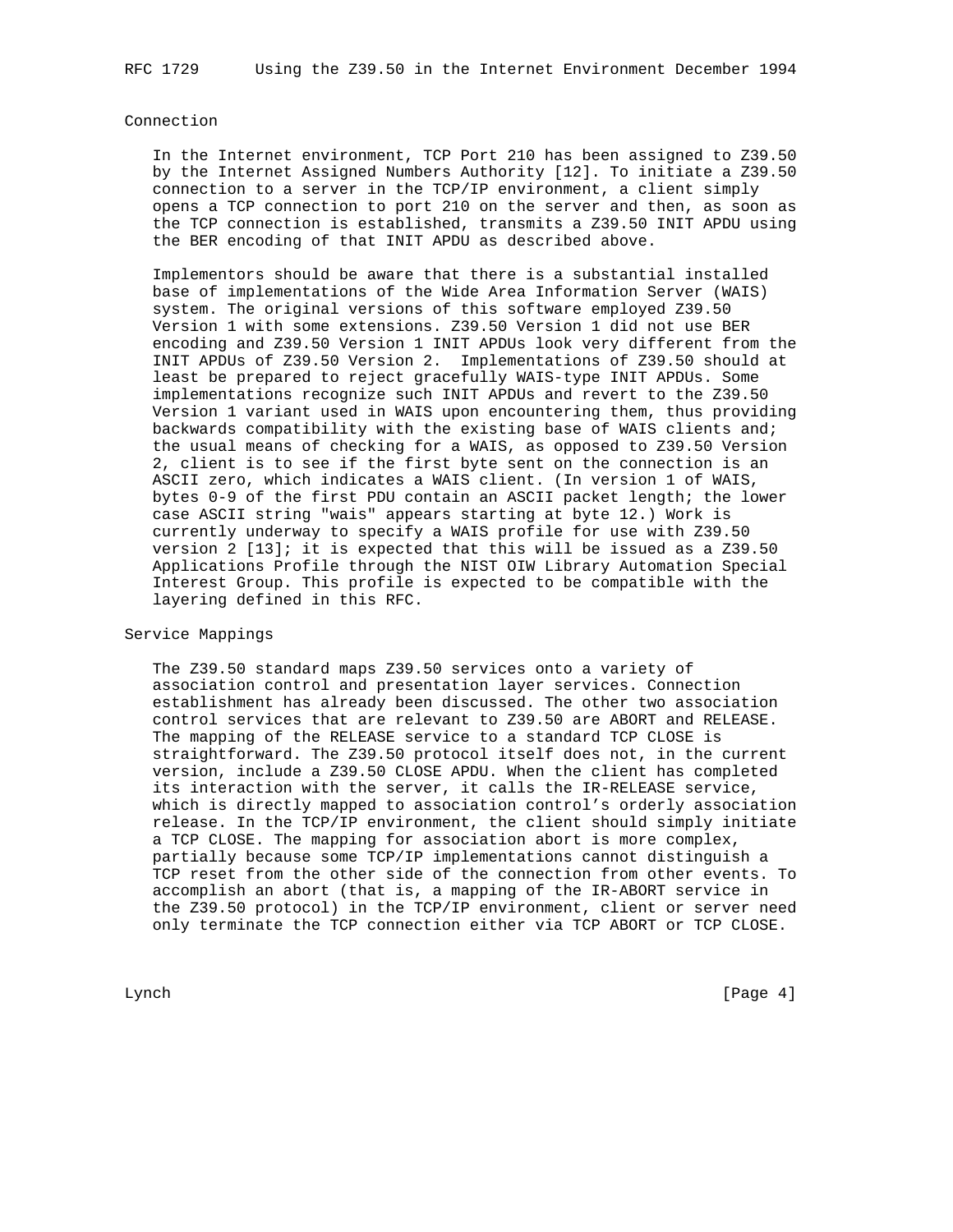## Connection

In the Internet environment, TCP Port 210 has been assigned to Z39.50 by the Internet Assigned Numbers Authority [12]. To initiate a Z39.50 connection to a server in the TCP/IP environment, a client simply opens a TCP connection to port 210 on the server and then, as soon as the TCP connection is established, transmits a Z39.50 INIT APDU using the BER encoding of that INIT APDU as described above.

Implementors should be aware that there is a substantial installed base of implementations of the Wide Area Information Server (WAIS) system. The original versions of this software employed Z39.50 Version 1 with some extensions. Z39.50 Version 1 did not use BER encoding and Z39.50 Version 1 INIT APDUs look very different from the INIT APDUs of Z39.50 Version 2. Implementations of Z39.50 should at least be prepared to reject gracefully WAIS-type INIT APDUs. Some implementations recognize such INIT APDUs and revert to the Z39.50 Version 1 variant used in WAIS upon encountering them, thus providing backwards compatibility with the existing base of WAIS clients and; the usual means of checking for a WAIS, as opposed to Z39.50 Version 2, client is to see if the first byte sent on the connection is an ASCII zero, which indicates a WAIS client. (In version 1 of WAIS, bytes 0-9 of the first PDU contain an ASCII packet length; the lower case ASCII string "wais" appears starting at byte 12.) Work is currently underway to specify a WAIS profile for use with Z39.50 version 2 [13]; it is expected that this will be issued as a Z39.50 Applications Profile through the NIST OIW Library Automation Special Interest Group. This profile is expected to be compatible with the layering defined in this RFC.

## Service Mappings

The Z39.50 standard maps Z39.50 services onto a variety of association control and presentation layer services. Connection establishment has already been discussed. The other two association control services that are relevant to Z39.50 are ABORT and RELEASE. The mapping of the RELEASE service to a standard TCP CLOSE is straightforward. The Z39.50 protocol itself does not, in the current version, include a Z39.50 CLOSE APDU. When the client has completed its interaction with the server, it calls the IR-RELEASE service, which is directly mapped to association control's orderly association release. In the TCP/IP environment, the client should simply initiate a TCP CLOSE. The mapping for association abort is more complex, partially because some TCP/IP implementations cannot distinguish a TCP reset from the other side of the connection from other events. To accomplish an abort (that is, a mapping of the IR-ABORT service in the Z39.50 protocol) in the TCP/IP environment, client or server need only terminate the TCP connection either via TCP ABORT or TCP CLOSE.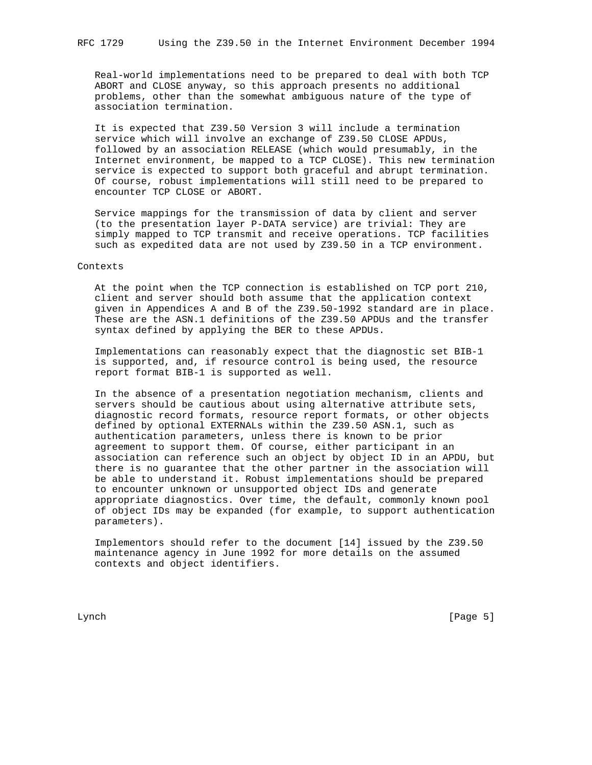Real-world implementations need to be prepared to deal with both TCP ABORT and CLOSE anyway, so this approach presents no additional problems, other than the somewhat ambiguous nature of the type of association termination.

It is expected that Z39.50 Version 3 will include a termination service which will involve an exchange of Z39.50 CLOSE APDUs, followed by an association RELEASE (which would presumably, in the Internet environment, be mapped to a TCP CLOSE). This new termination service is expected to support both graceful and abrupt termination. Of course, robust implementations will still need to be prepared to encounter TCP CLOSE or ABORT.

Service mappings for the transmission of data by client and server (to the presentation layer P-DATA service) are trivial: They are simply mapped to TCP transmit and receive operations. TCP facilities such as expedited data are not used by Z39.50 in a TCP environment.

## Contexts

At the point when the TCP connection is established on TCP port 210, client and server should both assume that the application context given in Appendices A and B of the Z39.50-1992 standard are in place. These are the ASN.1 definitions of the Z39.50 APDUs and the transfer syntax defined by applying the BER to these APDUs.

Implementations can reasonably expect that the diagnostic set BIB-1 is supported, and, if resource control is being used, the resource report format BIB-1 is supported as well.

In the absence of a presentation negotiation mechanism, clients and servers should be cautious about using alternative attribute sets, diagnostic record formats, resource report formats, or other objects defined by optional EXTERNALs within the Z39.50 ASN.1, such as authentication parameters, unless there is known to be prior agreement to support them. Of course, either participant in an association can reference such an object by object ID in an APDU, but there is no guarantee that the other partner in the association will be able to understand it. Robust implementations should be prepared to encounter unknown or unsupported object IDs and generate appropriate diagnostics. Over time, the default, commonly known pool of object IDs may be expanded (for example, to support authentication parameters).

Implementors should refer to the document [14] issued by the Z39.50 maintenance agency in June 1992 for more details on the assumed contexts and object identifiers.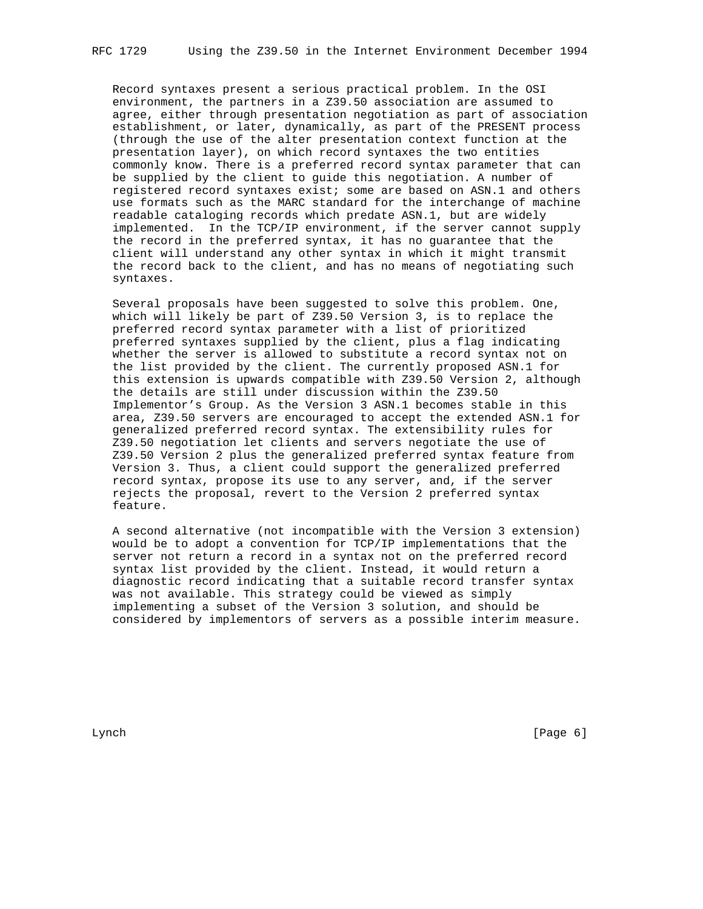Record syntaxes present a serious practical problem. In the OSI environment, the partners in a Z39.50 association are assumed to agree, either through presentation negotiation as part of association establishment, or later, dynamically, as part of the PRESENT process (through the use of the alter presentation context function at the presentation layer), on which record syntaxes the two entities commonly know. There is a preferred record syntax parameter that can be supplied by the client to guide this negotiation. A number of registered record syntaxes exist; some are based on ASN.1 and others use formats such as the MARC standard for the interchange of machine readable cataloging records which predate ASN.1, but are widely implemented. In the TCP/IP environment, if the server cannot supply the record in the preferred syntax, it has no guarantee that the client will understand any other syntax in which it might transmit the record back to the client, and has no means of negotiating such syntaxes.

Several proposals have been suggested to solve this problem. One, which will likely be part of Z39.50 Version 3, is to replace the preferred record syntax parameter with a list of prioritized preferred syntaxes supplied by the client, plus a flag indicating whether the server is allowed to substitute a record syntax not on the list provided by the client. The currently proposed ASN.1 for this extension is upwards compatible with Z39.50 Version 2, although the details are still under discussion within the Z39.50 Implementor's Group. As the Version 3 ASN.1 becomes stable in this area, Z39.50 servers are encouraged to accept the extended ASN.1 for generalized preferred record syntax. The extensibility rules for Z39.50 negotiation let clients and servers negotiate the use of Z39.50 Version 2 plus the generalized preferred syntax feature from Version 3. Thus, a client could support the generalized preferred record syntax, propose its use to any server, and, if the server rejects the proposal, revert to the Version 2 preferred syntax feature.

A second alternative (not incompatible with the Version 3 extension) would be to adopt a convention for TCP/IP implementations that the server not return a record in a syntax not on the preferred record syntax list provided by the client. Instead, it would return a diagnostic record indicating that a suitable record transfer syntax was not available. This strategy could be viewed as simply implementing a subset of the Version 3 solution, and should be considered by implementors of servers as a possible interim measure.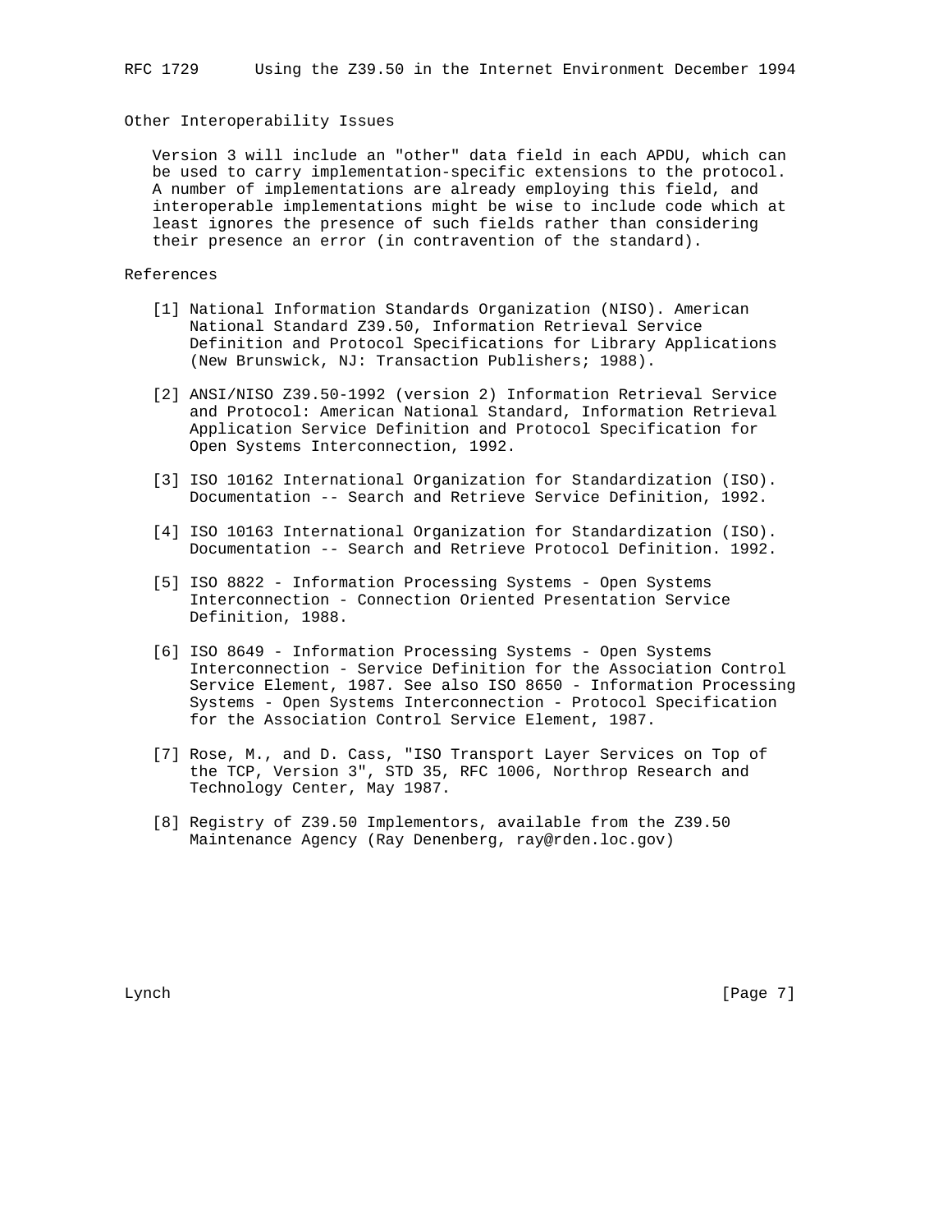## Other Interoperability Issues

Version 3 will include an "other" data field in each APDU, which can be used to carry implementation-specific extensions to the protocol. A number of implementations are already employing this field, and interoperable implementations might be wise to include code which at least ignores the presence of such fields rather than considering their presence an error (in contravention of the standard).

## References

[1] National Information Standards Organization (NISO). American National Standard Z39.50, Information Retrieval Service Definition and Protocol Specifications for Library Applications (New Brunswick, NJ: Transaction Publishers; 1988).

[2] ANSI/NISO Z39.50-1992 (version 2) Information Retrieval Service and Protocol: American National Standard, Information Retrieval Application Service Definition and Protocol Specification for Open Systems Interconnection, 1992.

[3] ISO 10162 International Organization for Standardization (ISO). Documentation -- Search and Retrieve Service Definition, 1992.

[4] ISO 10163 International Organization for Standardization (ISO). Documentation -- Search and Retrieve Protocol Definition. 1992.

[5] ISO 8822 - Information Processing Systems - Open Systems Interconnection - Connection Oriented Presentation Service Definition, 1988.

[6] ISO 8649 - Information Processing Systems - Open Systems Interconnection - Service Definition for the Association Control Service Element, 1987. See also ISO 8650 - Information Processing Systems - Open Systems Interconnection - Protocol Specification for the Association Control Service Element, 1987.

[7] Rose, M., and D. Cass, "ISO Transport Layer Services on Top of the TCP, Version 3", STD 35, RFC 1006, Northrop Research and Technology Center, May 1987.

[8] Registry of Z39.50 Implementors, available from the Z39.50 Maintenance Agency (Ray Denenberg, ray@rden.loc.gov)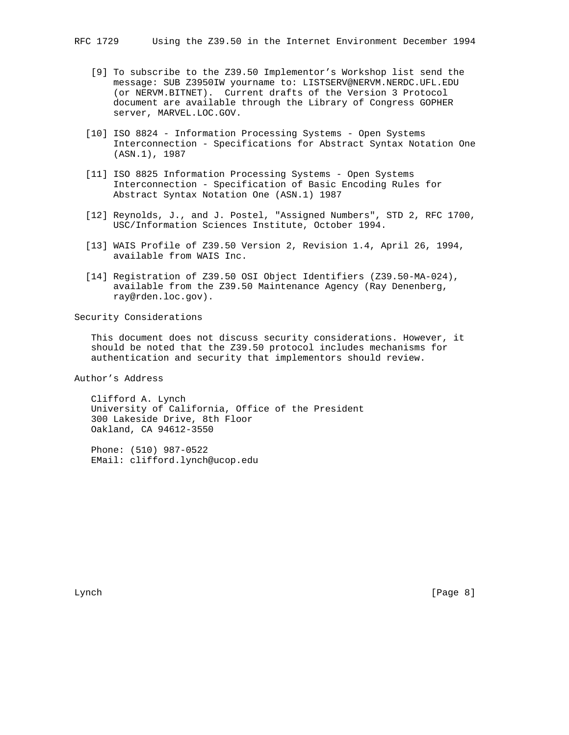[9] To subscribe to the Z39.50 Implementor's Workshop list send the message: SUB Z3950IW yourname to: LISTSERV@NERVM.NERDC.UFL.EDU (or NERVM.BITNET). Current drafts of the Version 3 Protocol document are available through the Library of Congress GOPHER server, MARVEL.LOC.GOV.

[10] ISO 8824 - Information Processing Systems - Open Systems Interconnection - Specifications for Abstract Syntax Notation One (ASN.1), 1987

[11] ISO 8825 Information Processing Systems - Open Systems Interconnection - Specification of Basic Encoding Rules for Abstract Syntax Notation One (ASN.1) 1987

[12] Reynolds, J., and J. Postel, "Assigned Numbers", STD 2, RFC 1700, USC/Information Sciences Institute, October 1994.

[13] WAIS Profile of Z39.50 Version 2, Revision 1.4, April 26, 1994, available from WAIS Inc.

[14] Registration of Z39.50 OSI Object Identifiers (Z39.50-MA-024), available from the Z39.50 Maintenance Agency (Ray Denenberg, ray@rden.loc.gov).

## Security Considerations

This document does not discuss security considerations. However, it should be noted that the Z39.50 protocol includes mechanisms for authentication and security that implementors should review.

## Author's Address

Clifford A. Lynch
University of California, Office of the President
300 Lakeside Drive, 8th Floor
Oakland, CA 94612-3550

Phone: (510) 987-0522
EMail: clifford.lynch@ucop.edu